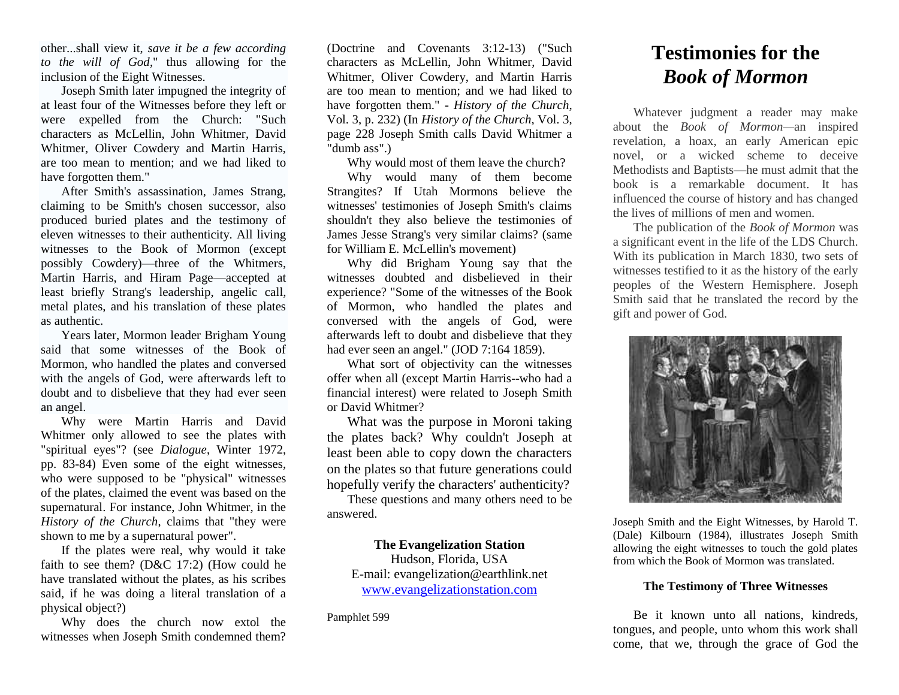other...shall view it, *save it be a few according to the will of God*," thus allowing for the inclusion of the Eight Witnesses.

Joseph Smith later impugned the integrity of at least four of the Witnesses before they left or were expelled from the Church: "Such characters as McLellin, John Whitmer, David Whitmer, Oliver Cowdery and Martin Harris, are too mean to mention; and we had liked to have forgotten them."

After Smith's assassination, James Strang, claiming to be Smith's chosen successor, also produced buried plates and the testimony of eleven witnesses to their authenticity. All living witnesses to the Book of Mormon (except possibly Cowdery)—three of the Whitmers, Martin Harris, and Hiram Page—accepted at least briefly Strang's leadership, angelic call, metal plates, and his translation of these plates as authentic.

Years later, Mormon leader Brigham Young said that some witnesses of the Book of Mormon, who handled the plates and conversed with the angels of God, were afterwards left to doubt and to disbelieve that they had ever seen an angel.

Why were Martin Harris and David Whitmer only allowed to see the plates with "spiritual eyes"? (see *Dialogue*, Winter 1972, pp. 83-84) Even some of the eight witnesses, who were supposed to be "physical" witnesses of the plates, claimed the event was based on the supernatural. For instance, John Whitmer, in the *History of the Church*, claims that "they were shown to me by a supernatural power".

If the plates were real, why would it take faith to see them? (D&C 17:2) (How could he have translated without the plates, as his scribes said, if he was doing a literal translation of a physical object?)

Why does the church now extol the witnesses when Joseph Smith condemned them? (Doctrine and Covenants 3:12-13) ("Such characters as McLellin, John Whitmer, David Whitmer, Oliver Cowdery, and Martin Harris are too mean to mention; and we had liked to have forgotten them." - *History of the Church*, Vol. 3, p. 232) (In *History of the Church*, Vol. 3, page 228 Joseph Smith calls David Whitmer a "dumb ass".)

Why would most of them leave the church?

Why would many of them become Strangites? If Utah Mormons believe the witnesses' testimonies of Joseph Smith's claims shouldn't they also believe the testimonies of James Jesse Strang's very similar claims? (same for William E. McLellin's movement)

Why did Brigham Young say that the witnesses doubted and disbelieved in their experience? "Some of the witnesses of the Book of Mormon, who handled the plates and conversed with the angels of God, were afterwards left to doubt and disbelieve that they had ever seen an angel." (JOD 7:164 1859).

What sort of objectivity can the witnesses offer when all (except Martin Harris--who had a financial interest) were related to Joseph Smith or David Whitmer?

What was the purpose in Moroni taking the plates back? Why couldn't Joseph at least been able to copy down the characters on the plates so that future generations could hopefully verify the characters' authenticity?

These questions and many others need to be answered.

**The Evangelization Station**
Hudson, Florida, USA
E-mail: evangelization@earthlink.net
www.evangelizationstation.com

Pamphlet 599

# Testimonies for the *Book of Mormon*

Whatever judgment a reader may make about the *Book of Mormon*—an inspired revelation, a hoax, an early American epic novel, or a wicked scheme to deceive Methodists and Baptists—he must admit that the book is a remarkable document. It has influenced the course of history and has changed the lives of millions of men and women.

The publication of the *Book of Mormon* was a significant event in the life of the LDS Church. With its publication in March 1830, two sets of witnesses testified to it as the history of the early peoples of the Western Hemisphere. Joseph Smith said that he translated the record by the gift and power of God.

Joseph Smith and the Eight Witnesses, by Harold T. (Dale) Kilbourn (1984), illustrates Joseph Smith allowing the eight witnesses to touch the gold plates from which the Book of Mormon was translated.

### The Testimony of Three Witnesses

Be it known unto all nations, kindreds, tongues, and people, unto whom this work shall come, that we, through the grace of God the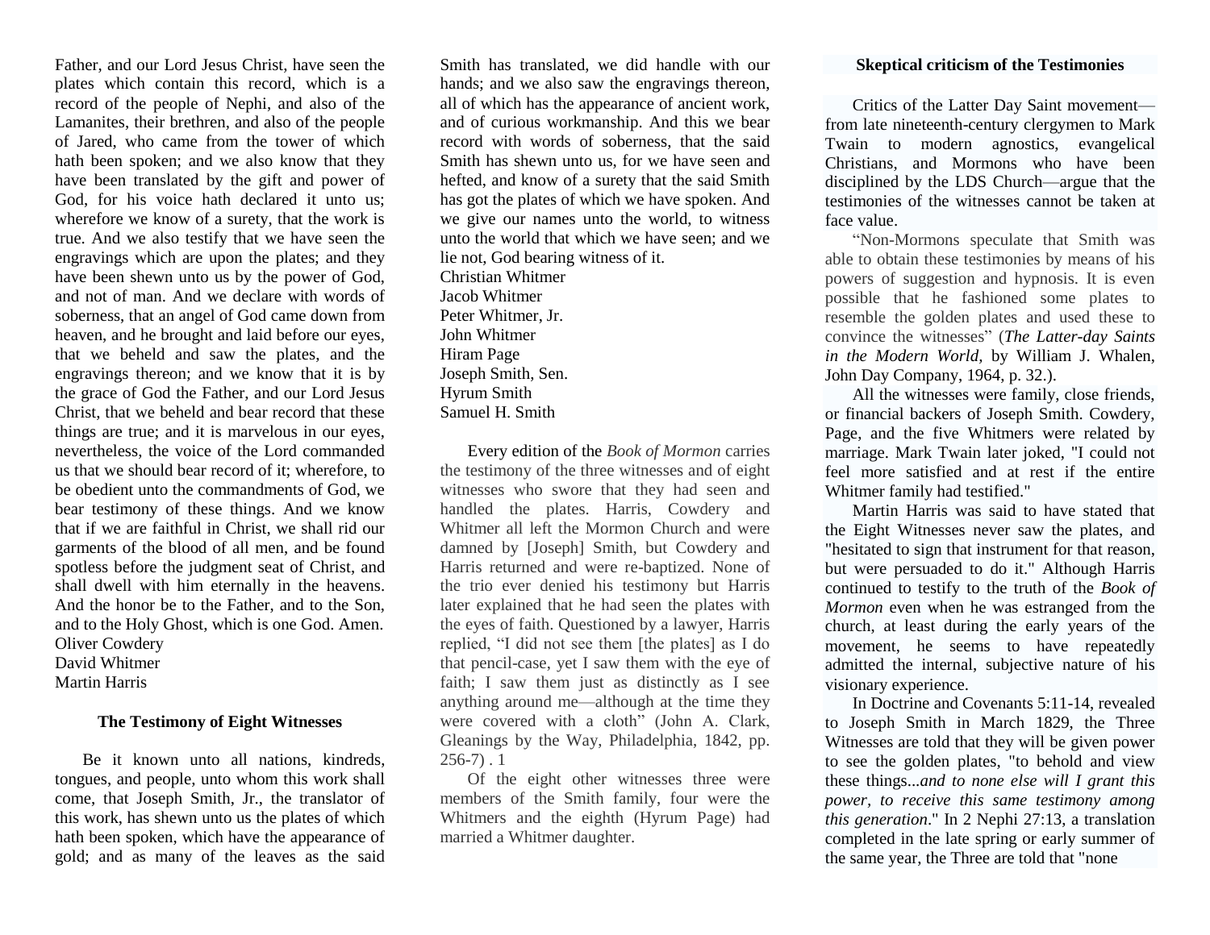Father, and our Lord Jesus Christ, have seen the plates which contain this record, which is a record of the people of Nephi, and also of the Lamanites, their brethren, and also of the people of Jared, who came from the tower of which hath been spoken; and we also know that they have been translated by the gift and power of God, for his voice hath declared it unto us; wherefore we know of a surety, that the work is true. And we also testify that we have seen the engravings which are upon the plates; and they have been shewn unto us by the power of God, and not of man. And we declare with words of soberness, that an angel of God came down from heaven, and he brought and laid before our eyes, that we beheld and saw the plates, and the engravings thereon; and we know that it is by the grace of God the Father, and our Lord Jesus Christ, that we beheld and bear record that these things are true; and it is marvelous in our eyes, nevertheless, the voice of the Lord commanded us that we should bear record of it; wherefore, to be obedient unto the commandments of God, we bear testimony of these things. And we know that if we are faithful in Christ, we shall rid our garments of the blood of all men, and be found spotless before the judgment seat of Christ, and shall dwell with him eternally in the heavens. And the honor be to the Father, and to the Son, and to the Holy Ghost, which is one God. Amen.
Oliver Cowdery
David Whitmer
Martin Harris

### The Testimony of Eight Witnesses

Be it known unto all nations, kindreds, tongues, and people, unto whom this work shall come, that Joseph Smith, Jr., the translator of this work, has shewn unto us the plates of which hath been spoken, which have the appearance of gold; and as many of the leaves as the said Smith has translated, we did handle with our hands; and we also saw the engravings thereon, all of which has the appearance of ancient work, and of curious workmanship. And this we bear record with words of soberness, that the said Smith has shewn unto us, for we have seen and hefted, and know of a surety that the said Smith has got the plates of which we have spoken. And we give our names unto the world, to witness unto the world that which we have seen; and we lie not, God bearing witness of it.
Christian Whitmer
Jacob Whitmer
Peter Whitmer, Jr.
John Whitmer
Hiram Page
Joseph Smith, Sen.
Hyrum Smith
Samuel H. Smith

Every edition of the *Book of Mormon* carries the testimony of the three witnesses and of eight witnesses who swore that they had seen and handled the plates. Harris, Cowdery and Whitmer all left the Mormon Church and were damned by [Joseph] Smith, but Cowdery and Harris returned and were re-baptized. None of the trio ever denied his testimony but Harris later explained that he had seen the plates with the eyes of faith. Questioned by a lawyer, Harris replied, “I did not see them [the plates] as I do that pencil-case, yet I saw them with the eye of faith; I saw them just as distinctly as I see anything around me—although at the time they were covered with a cloth” (John A. Clark, Gleanings by the Way, Philadelphia, 1842, pp. 256-7) . 1

Of the eight other witnesses three were members of the Smith family, four were the Whitmers and the eighth (Hyrum Page) had married a Whitmer daughter.

### Skeptical criticism of the Testimonies

Critics of the Latter Day Saint movement—from late nineteenth-century clergymen to Mark Twain to modern agnostics, evangelical Christians, and Mormons who have been disciplined by the LDS Church—argue that the testimonies of the witnesses cannot be taken at face value.

“Non-Mormons speculate that Smith was able to obtain these testimonies by means of his powers of suggestion and hypnosis. It is even possible that he fashioned some plates to resemble the golden plates and used these to convince the witnesses” (***The Latter-day Saints in the Modern World***, by William J. Whalen, John Day Company, 1964, p. 32.).

All the witnesses were family, close friends, or financial backers of Joseph Smith. Cowdery, Page, and the five Whitmers were related by marriage. Mark Twain later joked, "I could not feel more satisfied and at rest if the entire Whitmer family had testified."

Martin Harris was said to have stated that the Eight Witnesses never saw the plates, and "hesitated to sign that instrument for that reason, but were persuaded to do it." Although Harris continued to testify to the truth of the *Book of Mormon* even when he was estranged from the church, at least during the early years of the movement, he seems to have repeatedly admitted the internal, subjective nature of his visionary experience.

In Doctrine and Covenants 5:11-14, revealed to Joseph Smith in March 1829, the Three Witnesses are told that they will be given power to see the golden plates, "to behold and view these things...*and to none else will I grant this power, to receive this same testimony among this generation*." In 2 Nephi 27:13, a translation completed in the late spring or early summer of the same year, the Three are told that "none